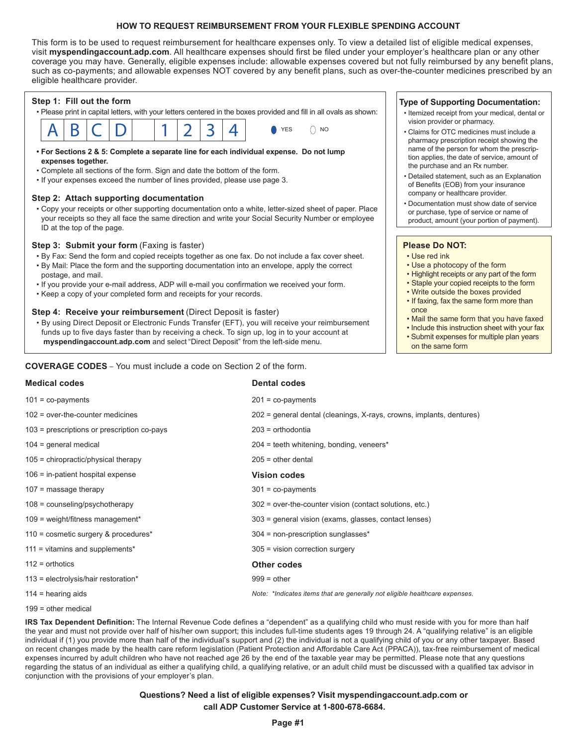# HOW TO REQUEST REIMBURSEMENT FROM YOUR FLEXIBLE SPENDING ACCOUNT

This form is to be used to request reimbursement for healthcare expenses only. To view a detailed list of eligible medical expenses, visit **myspendingaccount.adp.com**. All healthcare expenses should first be filed under your employer's healthcare plan or any other coverage you may have. Generally, eligible expenses include: allowable expenses covered but not fully reimbursed by any benefit plans, such as co-payments; and allowable expenses NOT covered by any benefit plans, such as over-the-counter medicines prescribed by an eligible healthcare provider.

### Step 1: Fill out the form

- Please print in capital letters, with your letters centered in the boxes provided and fill in all ovals as shown:

| A | B | C | D | | 1 | 2 | 3 | 4 |
|---|---|---|---|---|---|---|---|---|

● YES ○ NO

- **For Sections 2 & 5: Complete a separate line for each individual expense. Do not lump expenses together.**
- Complete all sections of the form. Sign and date the bottom of the form.
- If your expenses exceed the number of lines provided, please use page 3.

### Step 2: Attach supporting documentation

- Copy your receipts or other supporting documentation onto a white, letter-sized sheet of paper. Place your receipts so they all face the same direction and write your Social Security Number or employee ID at the top of the page.

### Step 3: Submit your form (Faxing is faster)

- By Fax: Send the form and copied receipts together as one fax. Do not include a fax cover sheet.
- By Mail: Place the form and the supporting documentation into an envelope, apply the correct postage, and mail.
- If you provide your e-mail address, ADP will e-mail you confirmation we received your form.
- Keep a copy of your completed form and receipts for your records.

### Step 4: Receive your reimbursement (Direct Deposit is faster)

- By using Direct Deposit or Electronic Funds Transfer (EFT), you will receive your reimbursement funds up to five days faster than by receiving a check. To sign up, log in to your account at **myspendingaccount.adp.com** and select "Direct Deposit" from the left-side menu.

### Type of Supporting Documentation:

- Itemized receipt from your medical, dental or vision provider or pharmacy.
- Claims for OTC medicines must include a pharmacy prescription receipt showing the name of the person for whom the prescription applies, the date of service, amount of the purchase and an Rx number.
- Detailed statement, such as an Explanation of Benefits (EOB) from your insurance company or healthcare provider.
- Documentation must show date of service or purchase, type of service or name of product, amount (your portion of payment).

### Please Do NOT:

- Use red ink
- Use a photocopy of the form
- Highlight receipts or any part of the form
- Staple your copied receipts to the form
- Write outside the boxes provided
- If faxing, fax the same form more than once
- Mail the same form that you have faxed
- Include this instruction sheet with your fax
- Submit expenses for multiple plan years on the same form

**COVERAGE CODES** – You must include a code on Section 2 of the form.

**Medical codes**

101 = co-payments

102 = over-the-counter medicines

103 = prescriptions or prescription co-pays

104 = general medical

105 = chiropractic/physical therapy

106 = in-patient hospital expense

107 = massage therapy

108 = counseling/psychotherapy

109 = weight/fitness management*

110 = cosmetic surgery & procedures*

111 = vitamins and supplements*

112 = orthotics

113 = electrolysis/hair restoration*

114 = hearing aids

199 = other medical

**Dental codes**

201 = co-payments

202 = general dental (cleanings, X-rays, crowns, implants, dentures)

203 = orthodontia

204 = teeth whitening, bonding, veneers*

205 = other dental

**Vision codes**

301 = co-payments

302 = over-the-counter vision (contact solutions, etc.)

303 = general vision (exams, glasses, contact lenses)

304 = non-prescription sunglasses*

305 = vision correction surgery

**Other codes**

999 = other

*Note: *Indicates items that are generally not eligible healthcare expenses.*

**IRS Tax Dependent Definition:** The Internal Revenue Code defines a "dependent" as a qualifying child who must reside with you for more than half the year and must not provide over half of his/her own support; this includes full-time students ages 19 through 24. A "qualifying relative" is an eligible individual if (1) you provide more than half of the individual's support and (2) the individual is not a qualifying child of you or any other taxpayer. Based on recent changes made by the health care reform legislation (Patient Protection and Affordable Care Act (PPACA)), tax-free reimbursement of medical expenses incurred by adult children who have not reached age 26 by the end of the taxable year may be permitted. Please note that any questions regarding the status of an individual as either a qualifying child, a qualifying relative, or an adult child must be discussed with a qualified tax advisor in conjunction with the provisions of your employer's plan.

**Questions? Need a list of eligible expenses? Visit myspendingaccount.adp.com or call ADP Customer Service at 1-800-678-6684.**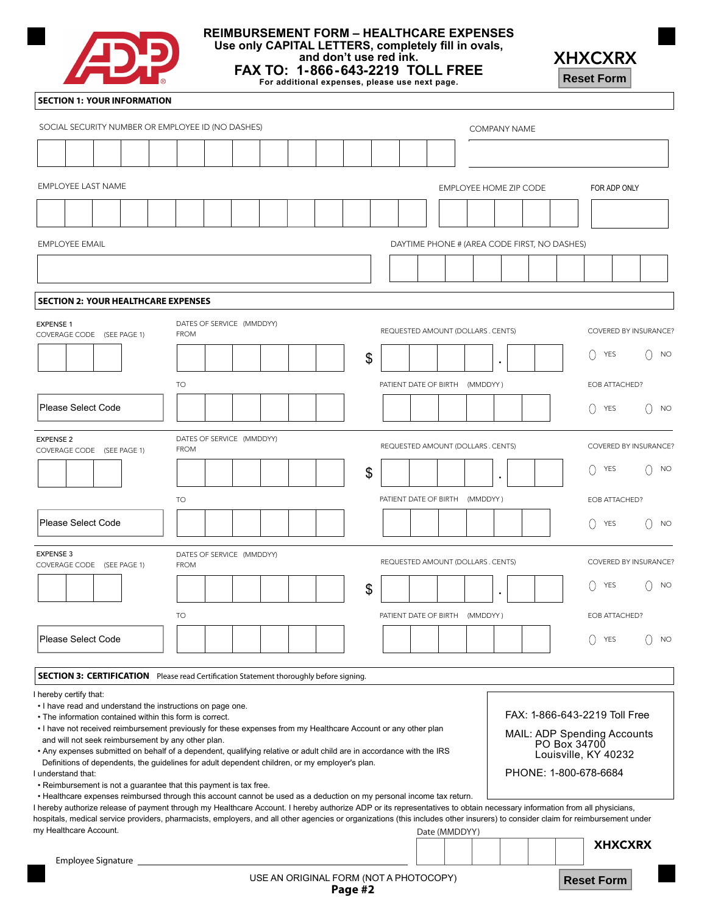# REIMBURSEMENT FORM – HEALTHCARE EXPENSES

**Use only CAPITAL LETTERS, completely fill in ovals, and don't use red ink.**

**FAX TO: 1-866-643-2219 TOLL FREE**

For additional expenses, please use next page.

**XHXCXRX**

Reset Form

## SECTION 1: YOUR INFORMATION

SOCIAL SECURITY NUMBER OR EMPLOYEE ID (NO DASHES)

COMPANY NAME

EMPLOYEE LAST NAME

EMPLOYEE HOME ZIP CODE

FOR ADP ONLY

EMPLOYEE EMAIL

DAYTIME PHONE # (AREA CODE FIRST, NO DASHES)

## SECTION 2: YOUR HEALTHCARE EXPENSES

EXPENSE 1
COVERAGE CODE (SEE PAGE 1)
Please Select Code

DATES OF SERVICE (MMDDYY)
FROM
TO

REQUESTED AMOUNT (DOLLARS . CENTS)
$ .

PATIENT DATE OF BIRTH (MMDDYY)

COVERED BY INSURANCE? YES NO

EOB ATTACHED? YES NO

EXPENSE 2
COVERAGE CODE (SEE PAGE 1)
Please Select Code

DATES OF SERVICE (MMDDYY)
FROM
TO

REQUESTED AMOUNT (DOLLARS . CENTS)
$ .

PATIENT DATE OF BIRTH (MMDDYY)

COVERED BY INSURANCE? YES NO

EOB ATTACHED? YES NO

EXPENSE 3
COVERAGE CODE (SEE PAGE 1)
Please Select Code

DATES OF SERVICE (MMDDYY)
FROM
TO

REQUESTED AMOUNT (DOLLARS . CENTS)
$ .

PATIENT DATE OF BIRTH (MMDDYY)

COVERED BY INSURANCE? YES NO

EOB ATTACHED? YES NO

## SECTION 3: CERTIFICATION

Please read Certification Statement thoroughly before signing.

I hereby certify that:

- I have read and understand the instructions on page one.
- The information contained within this form is correct.
- I have not received reimbursement previously for these expenses from my Healthcare Account or any other plan and will not seek reimbursement by any other plan.
- Any expenses submitted on behalf of a dependent, qualifying relative or adult child are in accordance with the IRS Definitions of dependents, the guidelines for adult dependent children, or my employer's plan.

I understand that:

- Reimbursement is not a guarantee that this payment is tax free.
- Healthcare expenses reimbursed through this account cannot be used as a deduction on my personal income tax return.

I hereby authorize release of payment through my Healthcare Account. I hereby authorize ADP or its representatives to obtain necessary information from all physicians, hospitals, medical service providers, pharmacists, employers, and all other agencies or organizations (this includes other insurers) to consider claim for reimbursement under my Healthcare Account.

FAX: 1-866-643-2219 Toll Free

MAIL: ADP Spending Accounts
PO Box 34700
Louisville, KY 40232

PHONE: 1-800-678-6684

Employee Signature ______________________

Date (MMDDYY)

**XHXCXRX**

USE AN ORIGINAL FORM (NOT A PHOTOCOPY)

Reset Form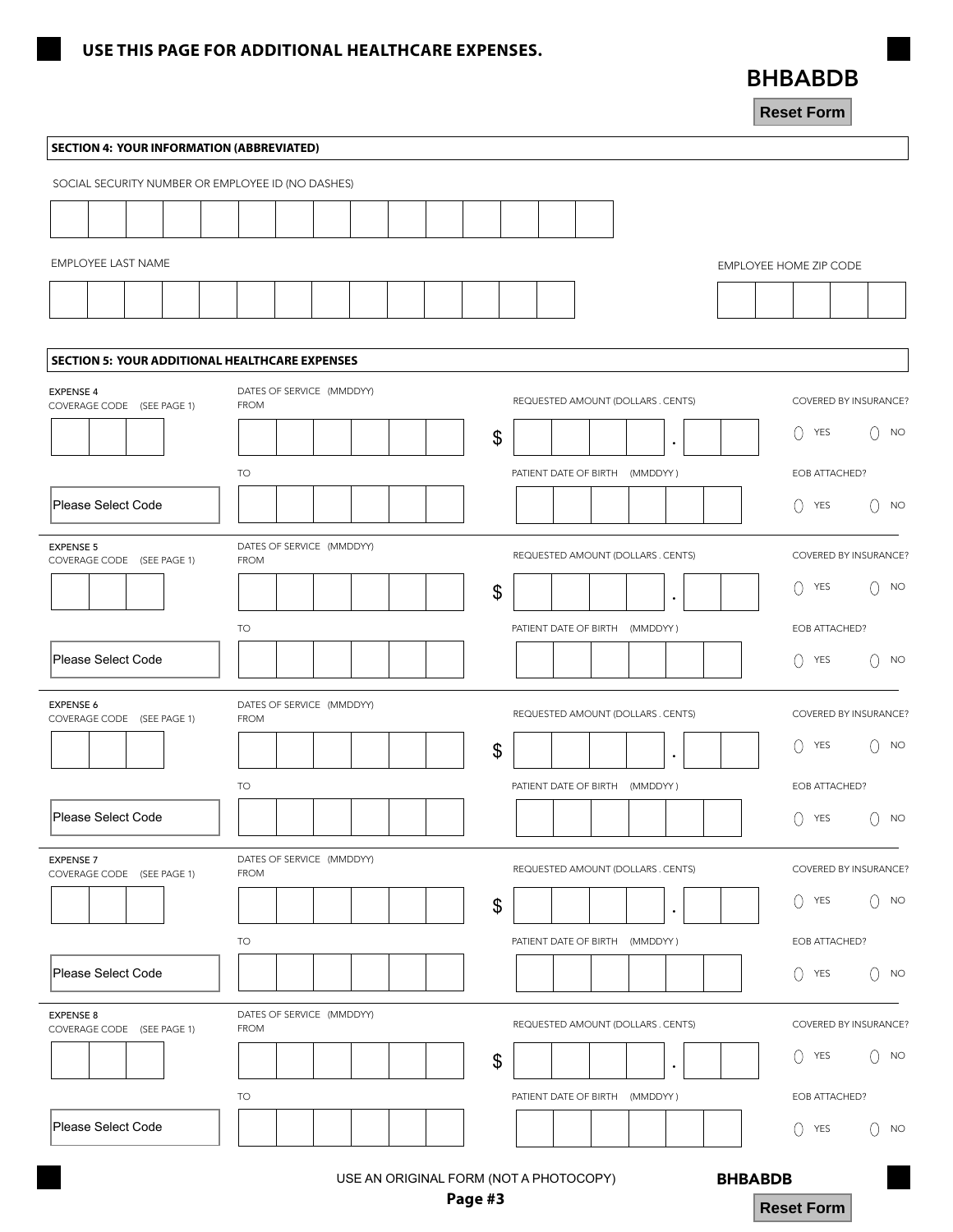**USE THIS PAGE FOR ADDITIONAL HEALTHCARE EXPENSES.**

**BHBABDB**

Reset Form

## SECTION 4: YOUR INFORMATION (ABBREVIATED)

SOCIAL SECURITY NUMBER OR EMPLOYEE ID (NO DASHES)

EMPLOYEE LAST NAME

EMPLOYEE HOME ZIP CODE

## SECTION 5: YOUR ADDITIONAL HEALTHCARE EXPENSES

**EXPENSE 4**

COVERAGE CODE (SEE PAGE 1)

Please Select Code

DATES OF SERVICE (MMDDYY) FROM

TO

REQUESTED AMOUNT (DOLLARS . CENTS) $ .

PATIENT DATE OF BIRTH (MMDDYY )

COVERED BY INSURANCE? ◯ YES ◯ NO

EOB ATTACHED? ◯ YES ◯ NO

**EXPENSE 5**

COVERAGE CODE (SEE PAGE 1)

Please Select Code

DATES OF SERVICE (MMDDYY) FROM

TO

REQUESTED AMOUNT (DOLLARS . CENTS) $ .

PATIENT DATE OF BIRTH (MMDDYY )

COVERED BY INSURANCE? ◯ YES ◯ NO

EOB ATTACHED? ◯ YES ◯ NO

**EXPENSE 6**

COVERAGE CODE (SEE PAGE 1)

Please Select Code

DATES OF SERVICE (MMDDYY) FROM

TO

REQUESTED AMOUNT (DOLLARS . CENTS) $ .

PATIENT DATE OF BIRTH (MMDDYY )

COVERED BY INSURANCE? ◯ YES ◯ NO

EOB ATTACHED? ◯ YES ◯ NO

**EXPENSE 7**

COVERAGE CODE (SEE PAGE 1)

Please Select Code

DATES OF SERVICE (MMDDYY) FROM

TO

REQUESTED AMOUNT (DOLLARS . CENTS) $ .

PATIENT DATE OF BIRTH (MMDDYY )

COVERED BY INSURANCE? ◯ YES ◯ NO

EOB ATTACHED? ◯ YES ◯ NO

**EXPENSE 8**

COVERAGE CODE (SEE PAGE 1)

Please Select Code

DATES OF SERVICE (MMDDYY) FROM

TO

REQUESTED AMOUNT (DOLLARS . CENTS) $ .

PATIENT DATE OF BIRTH (MMDDYY )

COVERED BY INSURANCE? ◯ YES ◯ NO

EOB ATTACHED? ◯ YES ◯ NO

USE AN ORIGINAL FORM (NOT A PHOTOCOPY)

**BHBABDB**

Reset Form